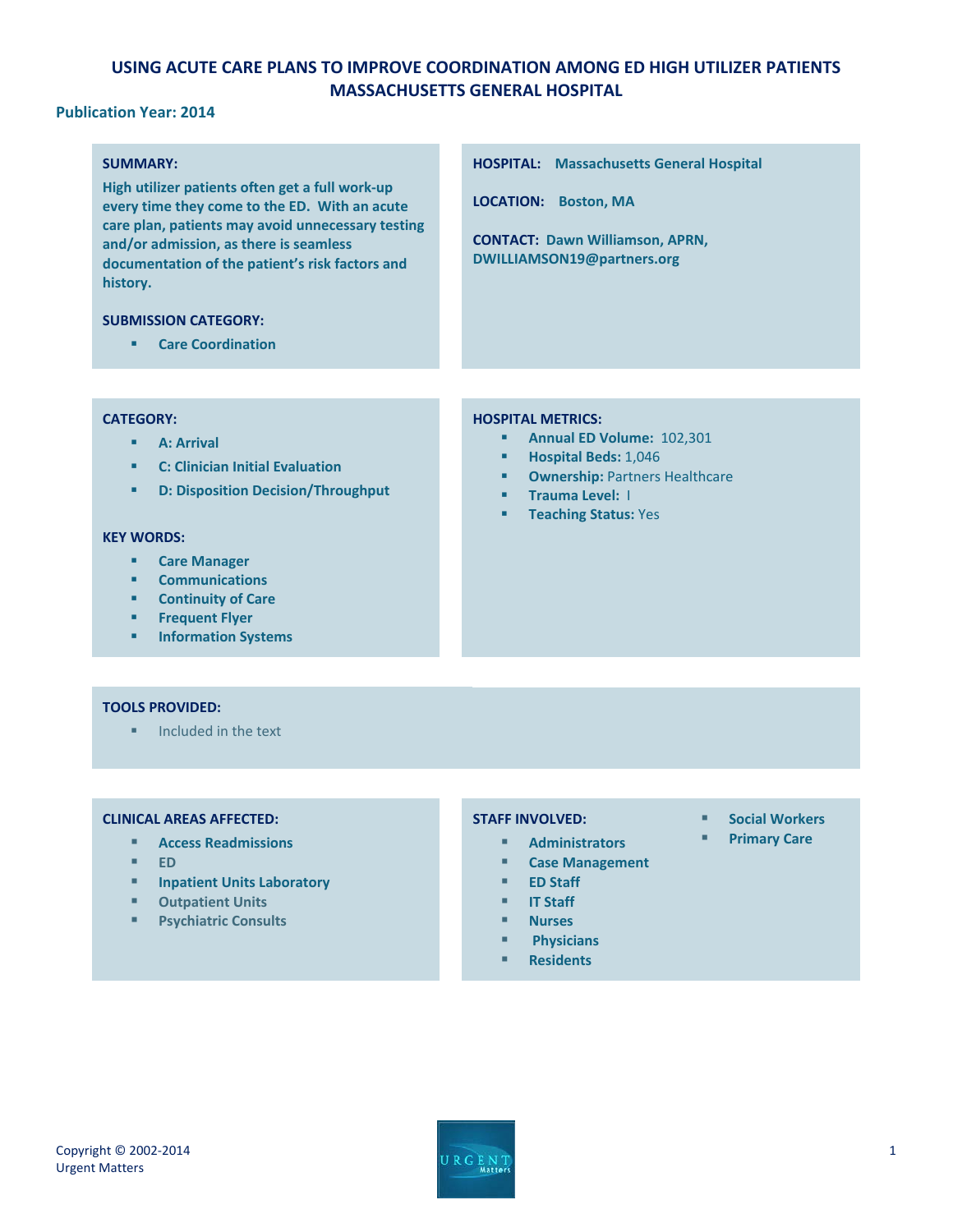# USING ACUTE CARE PLANS TO IMPROVE COORDINATION AMONG ED HIGH UTILIZER PATIENTS MASSACHUSETTS GENERAL HOSPITAL

**Publication Year: 2014**

**SUMMARY:**

**High utilizer patients often get a full work-up every time they come to the ED. With an acute care plan, patients may avoid unnecessary testing and/or admission, as there is seamless documentation of the patient's risk factors and history.**

**SUBMISSION CATEGORY:**

- Care Coordination

**HOSPITAL:** Massachusetts General Hospital

**LOCATION:** Boston, MA

**CONTACT:** Dawn Williamson, APRN, DWILLIAMSON19@partners.org

**CATEGORY:**

- A: Arrival
- C: Clinician Initial Evaluation
- D: Disposition Decision/Throughput

**KEY WORDS:**

- Care Manager
- Communications
- Continuity of Care
- Frequent Flyer
- Information Systems

**HOSPITAL METRICS:**

- **Annual ED Volume:** 102,301
- **Hospital Beds:** 1,046
- **Ownership:** Partners Healthcare
- **Trauma Level:** I
- **Teaching Status:** Yes

**TOOLS PROVIDED:**

- Included in the text

**CLINICAL AREAS AFFECTED:**

- Access Readmissions
- ED
- Inpatient Units Laboratory
- Outpatient Units
- Psychiatric Consults

**STAFF INVOLVED:**

- Administrators
- Case Management
- ED Staff
- IT Staff
- Nurses
- Physicians
- Residents
- Social Workers
- Primary Care

Copyright © 2002-2014
Urgent Matters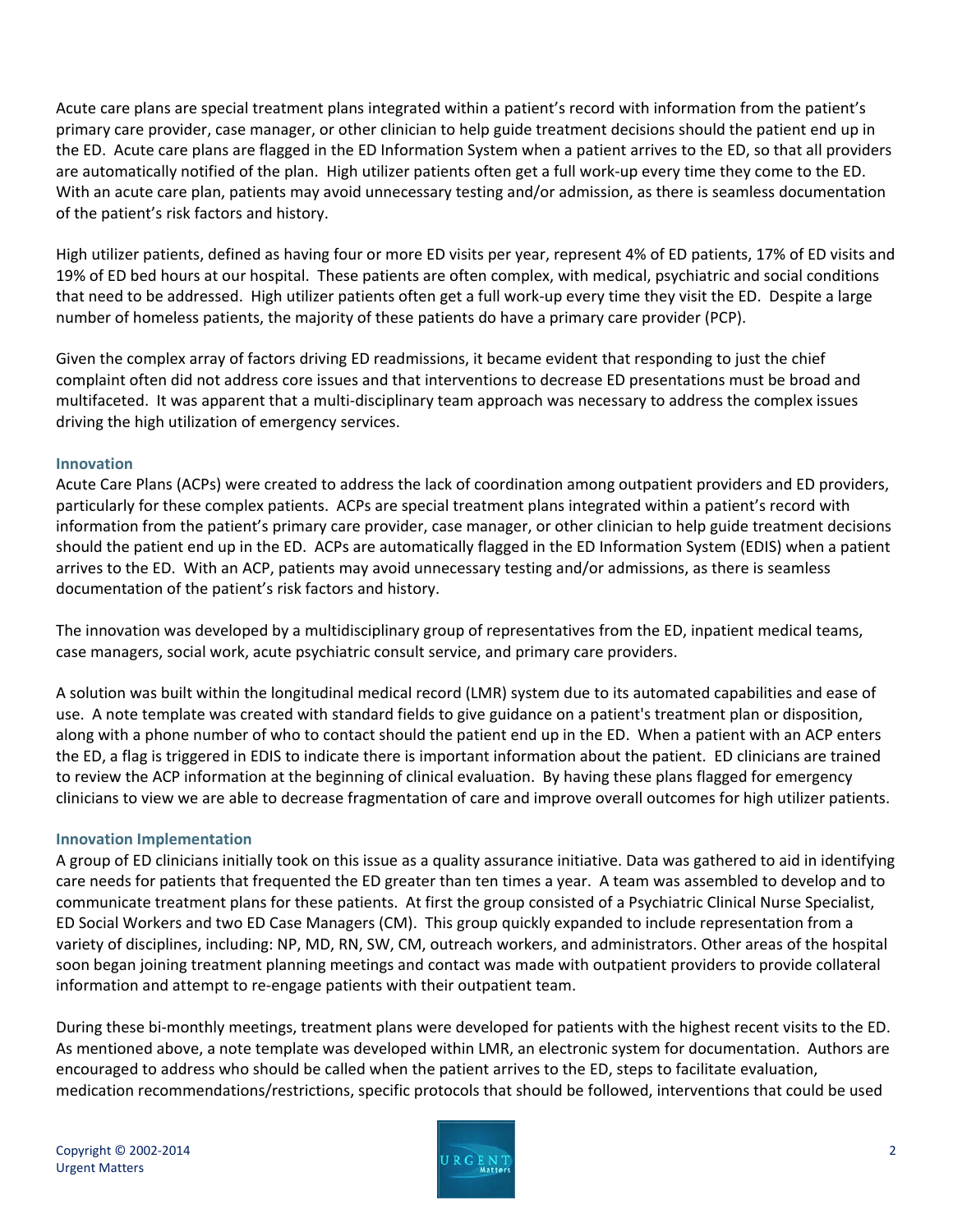Acute care plans are special treatment plans integrated within a patient's record with information from the patient's primary care provider, case manager, or other clinician to help guide treatment decisions should the patient end up in the ED. Acute care plans are flagged in the ED Information System when a patient arrives to the ED, so that all providers are automatically notified of the plan. High utilizer patients often get a full work-up every time they come to the ED. With an acute care plan, patients may avoid unnecessary testing and/or admission, as there is seamless documentation of the patient's risk factors and history.

High utilizer patients, defined as having four or more ED visits per year, represent 4% of ED patients, 17% of ED visits and 19% of ED bed hours at our hospital. These patients are often complex, with medical, psychiatric and social conditions that need to be addressed. High utilizer patients often get a full work-up every time they visit the ED. Despite a large number of homeless patients, the majority of these patients do have a primary care provider (PCP).

Given the complex array of factors driving ED readmissions, it became evident that responding to just the chief complaint often did not address core issues and that interventions to decrease ED presentations must be broad and multifaceted. It was apparent that a multi-disciplinary team approach was necessary to address the complex issues driving the high utilization of emergency services.

### Innovation

Acute Care Plans (ACPs) were created to address the lack of coordination among outpatient providers and ED providers, particularly for these complex patients. ACPs are special treatment plans integrated within a patient's record with information from the patient's primary care provider, case manager, or other clinician to help guide treatment decisions should the patient end up in the ED. ACPs are automatically flagged in the ED Information System (EDIS) when a patient arrives to the ED. With an ACP, patients may avoid unnecessary testing and/or admissions, as there is seamless documentation of the patient's risk factors and history.

The innovation was developed by a multidisciplinary group of representatives from the ED, inpatient medical teams, case managers, social work, acute psychiatric consult service, and primary care providers.

A solution was built within the longitudinal medical record (LMR) system due to its automated capabilities and ease of use. A note template was created with standard fields to give guidance on a patient's treatment plan or disposition, along with a phone number of who to contact should the patient end up in the ED. When a patient with an ACP enters the ED, a flag is triggered in EDIS to indicate there is important information about the patient. ED clinicians are trained to review the ACP information at the beginning of clinical evaluation. By having these plans flagged for emergency clinicians to view we are able to decrease fragmentation of care and improve overall outcomes for high utilizer patients.

### Innovation Implementation

A group of ED clinicians initially took on this issue as a quality assurance initiative. Data was gathered to aid in identifying care needs for patients that frequented the ED greater than ten times a year. A team was assembled to develop and to communicate treatment plans for these patients. At first the group consisted of a Psychiatric Clinical Nurse Specialist, ED Social Workers and two ED Case Managers (CM). This group quickly expanded to include representation from a variety of disciplines, including: NP, MD, RN, SW, CM, outreach workers, and administrators. Other areas of the hospital soon began joining treatment planning meetings and contact was made with outpatient providers to provide collateral information and attempt to re-engage patients with their outpatient team.

During these bi-monthly meetings, treatment plans were developed for patients with the highest recent visits to the ED. As mentioned above, a note template was developed within LMR, an electronic system for documentation. Authors are encouraged to address who should be called when the patient arrives to the ED, steps to facilitate evaluation, medication recommendations/restrictions, specific protocols that should be followed, interventions that could be used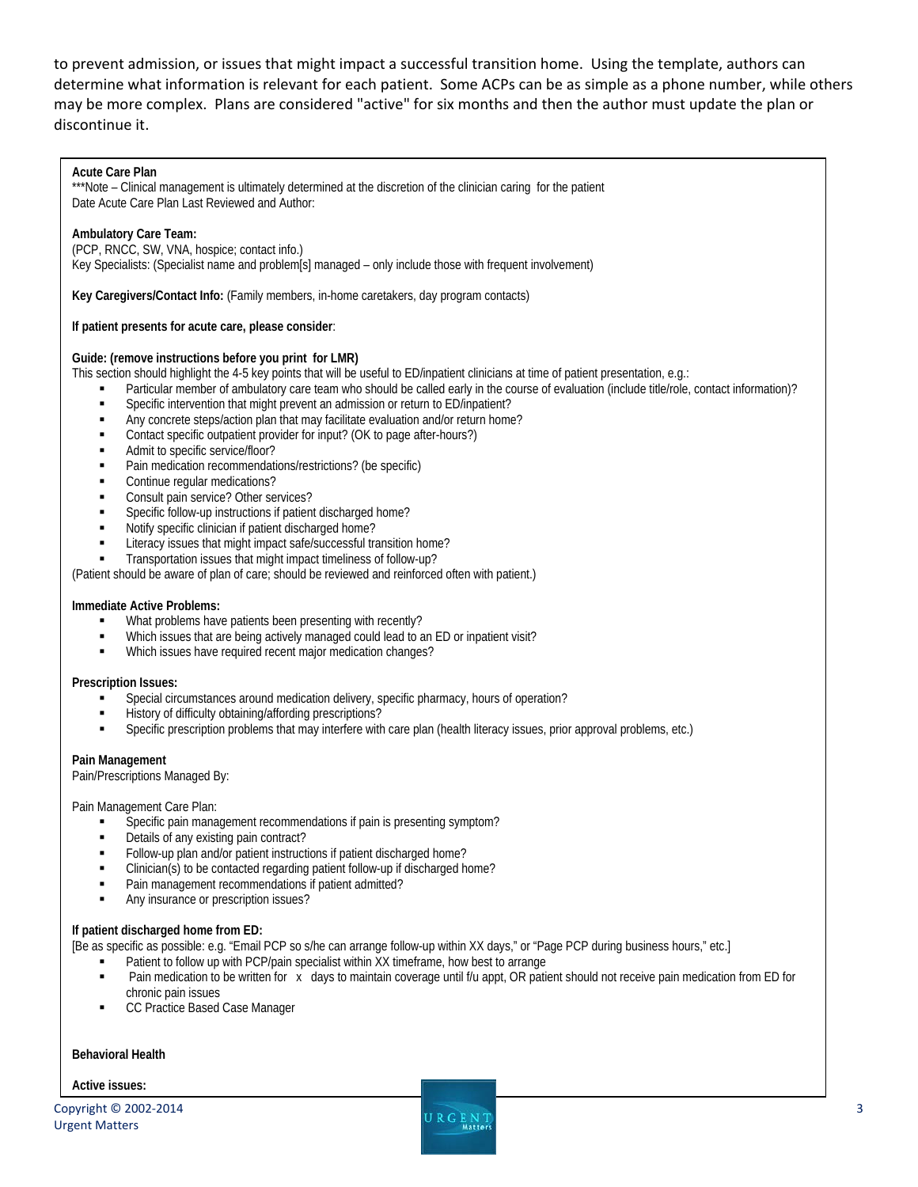to prevent admission, or issues that might impact a successful transition home. Using the template, authors can determine what information is relevant for each patient. Some ACPs can be as simple as a phone number, while others may be more complex. Plans are considered "active" for six months and then the author must update the plan or discontinue it.

**Acute Care Plan**
***Note – Clinical management is ultimately determined at the discretion of the clinician caring for the patient
Date Acute Care Plan Last Reviewed and Author:

**Ambulatory Care Team:**
(PCP, RNCC, SW, VNA, hospice; contact info.)
Key Specialists: (Specialist name and problem[s] managed – only include those with frequent involvement)

**Key Caregivers/Contact Info:** (Family members, in-home caretakers, day program contacts)

**If patient presents for acute care, please consider**:

**Guide: (remove instructions before you print for LMR)**
This section should highlight the 4-5 key points that will be useful to ED/inpatient clinicians at time of patient presentation, e.g.:

- Particular member of ambulatory care team who should be called early in the course of evaluation (include title/role, contact information)?
- Specific intervention that might prevent an admission or return to ED/inpatient?
- Any concrete steps/action plan that may facilitate evaluation and/or return home?
- Contact specific outpatient provider for input? (OK to page after-hours?)
- Admit to specific service/floor?
- Pain medication recommendations/restrictions? (be specific)
- Continue regular medications?
- Consult pain service? Other services?
- Specific follow-up instructions if patient discharged home?
- Notify specific clinician if patient discharged home?
- Literacy issues that might impact safe/successful transition home?
- Transportation issues that might impact timeliness of follow-up?

(Patient should be aware of plan of care; should be reviewed and reinforced often with patient.)

**Immediate Active Problems:**

- What problems have patients been presenting with recently?
- Which issues that are being actively managed could lead to an ED or inpatient visit?
- Which issues have required recent major medication changes?

**Prescription Issues:**

- Special circumstances around medication delivery, specific pharmacy, hours of operation?
- History of difficulty obtaining/affording prescriptions?
- Specific prescription problems that may interfere with care plan (health literacy issues, prior approval problems, etc.)

**Pain Management**
Pain/Prescriptions Managed By:

Pain Management Care Plan:

- Specific pain management recommendations if pain is presenting symptom?
- Details of any existing pain contract?
- Follow-up plan and/or patient instructions if patient discharged home?
- Clinician(s) to be contacted regarding patient follow-up if discharged home?
- Pain management recommendations if patient admitted?
- Any insurance or prescription issues?

**If patient discharged home from ED:**
[Be as specific as possible: e.g. "Email PCP so s/he can arrange follow-up within XX days," or "Page PCP during business hours," etc.]

- Patient to follow up with PCP/pain specialist within XX timeframe, how best to arrange
- Pain medication to be written for x days to maintain coverage until f/u appt, OR patient should not receive pain medication from ED for chronic pain issues
- CC Practice Based Case Manager

**Behavioral Health**

**Active issues:**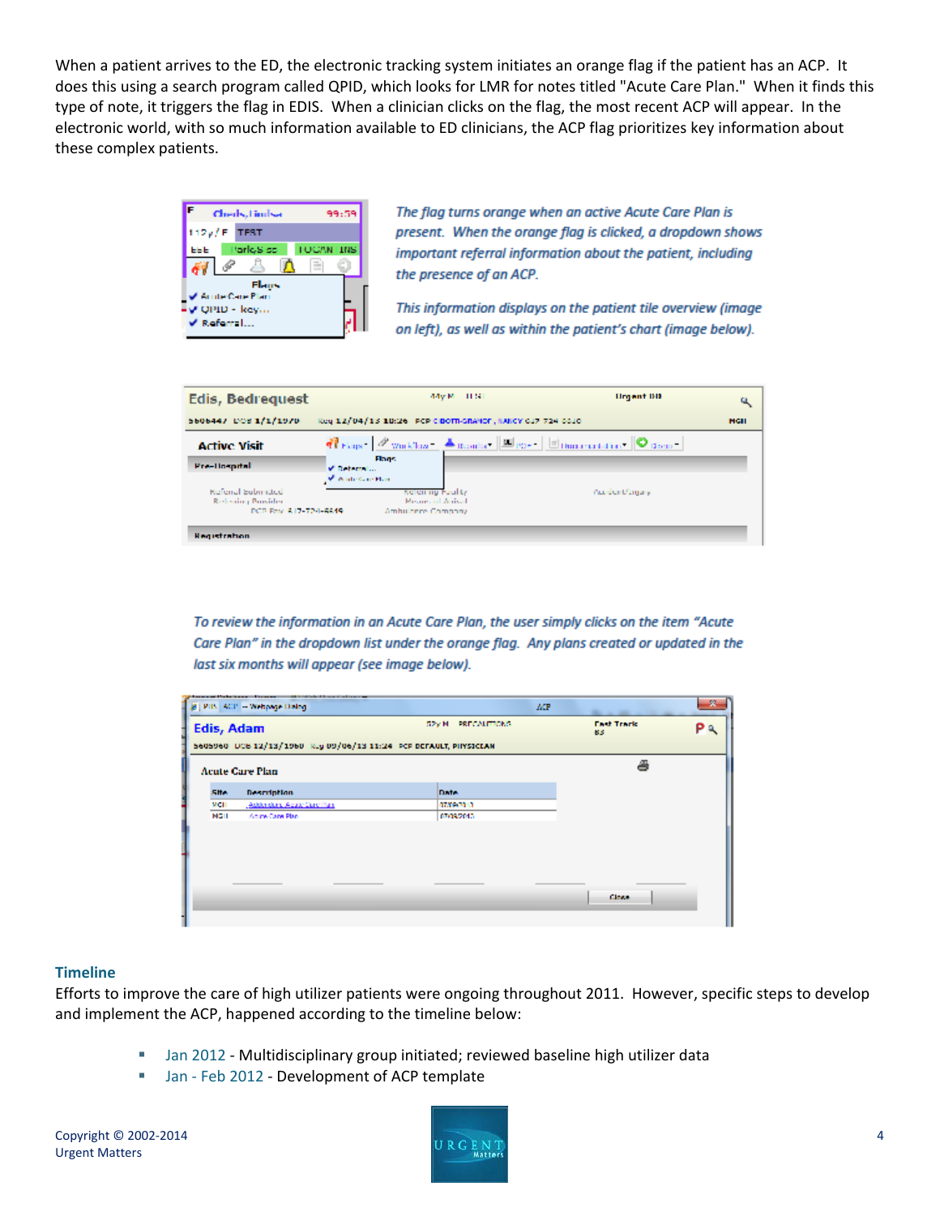When a patient arrives to the ED, the electronic tracking system initiates an orange flag if the patient has an ACP. It does this using a search program called QPID, which looks for LMR for notes titled "Acute Care Plan." When it finds this type of note, it triggers the flag in EDIS. When a clinician clicks on the flag, the most recent ACP will appear. In the electronic world, with so much information available to ED clinicians, the ACP flag prioritizes key information about these complex patients.

*The flag turns orange when an active Acute Care Plan is present. When the orange flag is clicked, a dropdown shows important referral information about the patient, including the presence of an ACP.*

*This information displays on the patient tile overview (image on left), as well as within the patient's chart (image below).*

*To review the information in an Acute Care Plan, the user simply clicks on the item "Acute Care Plan" in the dropdown list under the orange flag. Any plans created or updated in the last six months will appear (see image below).*

### Timeline

Efforts to improve the care of high utilizer patients were ongoing throughout 2011. However, specific steps to develop and implement the ACP, happened according to the timeline below:

- Jan 2012 - Multidisciplinary group initiated; reviewed baseline high utilizer data
- Jan - Feb 2012 - Development of ACP template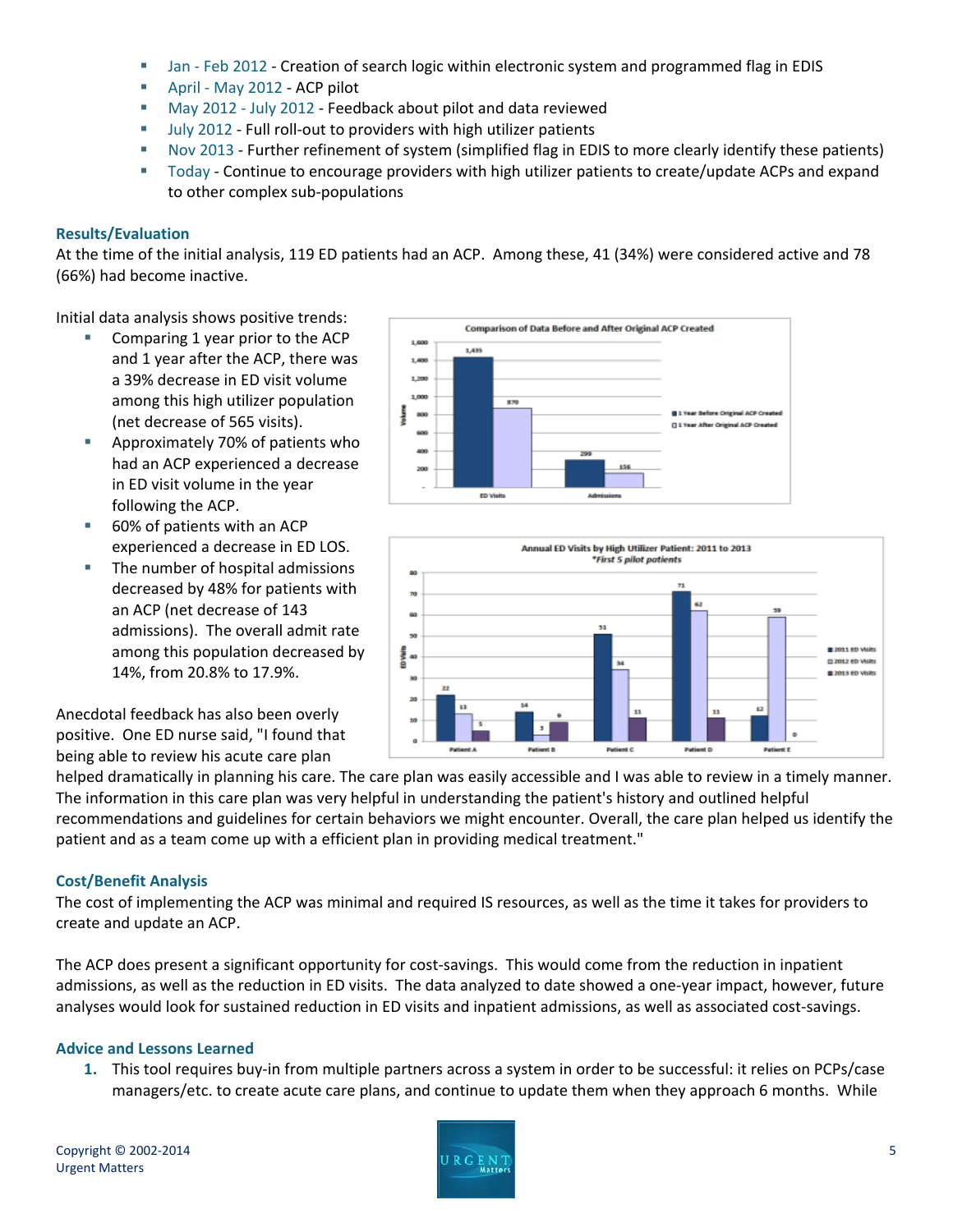- Jan - Feb 2012 - Creation of search logic within electronic system and programmed flag in EDIS
- April - May 2012 - ACP pilot
- May 2012 - July 2012 - Feedback about pilot and data reviewed
- July 2012 - Full roll-out to providers with high utilizer patients
- Nov 2013 - Further refinement of system (simplified flag in EDIS to more clearly identify these patients)
- Today - Continue to encourage providers with high utilizer patients to create/update ACPs and expand to other complex sub-populations

### Results/Evaluation

At the time of the initial analysis, 119 ED patients had an ACP. Among these, 41 (34%) were considered active and 78 (66%) had become inactive.

Initial data analysis shows positive trends:

- Comparing 1 year prior to the ACP and 1 year after the ACP, there was a 39% decrease in ED visit volume among this high utilizer population (net decrease of 565 visits).
- Approximately 70% of patients who had an ACP experienced a decrease in ED visit volume in the year following the ACP.
- 60% of patients with an ACP experienced a decrease in ED LOS.
- The number of hospital admissions decreased by 48% for patients with an ACP (net decrease of 143 admissions). The overall admit rate among this population decreased by 14%, from 20.8% to 17.9%.

**Comparison of Data Before and After Original ACP Created**

| | 1 Year Before Original ACP Created | 1 Year After Original ACP Created |
|---|---|---|
| ED Visits | 1,435 | 870 |
| Admissions | 299 | 156 |

**Annual ED Visits by High Utilizer Patient: 2011 to 2013**
*\*First 5 pilot patients*

| | 2011 ED Visits | 2012 ED Visits | 2013 ED Visits |
|---|---|---|---|
| Patient A | 22 | 13 | 5 |
| Patient B | 14 | 3 | 9 |
| Patient C | 51 | 34 | 11 |
| Patient D | 71 | 62 | 11 |
| Patient E | 12 | 59 | 0 |

Anecdotal feedback has also been overly positive. One ED nurse said, "I found that being able to review his acute care plan helped dramatically in planning his care. The care plan was easily accessible and I was able to review in a timely manner. The information in this care plan was very helpful in understanding the patient's history and outlined helpful recommendations and guidelines for certain behaviors we might encounter. Overall, the care plan helped us identify the patient and as a team come up with a efficient plan in providing medical treatment."

### Cost/Benefit Analysis

The cost of implementing the ACP was minimal and required IS resources, as well as the time it takes for providers to create and update an ACP.

The ACP does present a significant opportunity for cost-savings. This would come from the reduction in inpatient admissions, as well as the reduction in ED visits. The data analyzed to date showed a one-year impact, however, future analyses would look for sustained reduction in ED visits and inpatient admissions, as well as associated cost-savings.

### Advice and Lessons Learned

1. This tool requires buy-in from multiple partners across a system in order to be successful: it relies on PCPs/case managers/etc. to create acute care plans, and continue to update them when they approach 6 months. While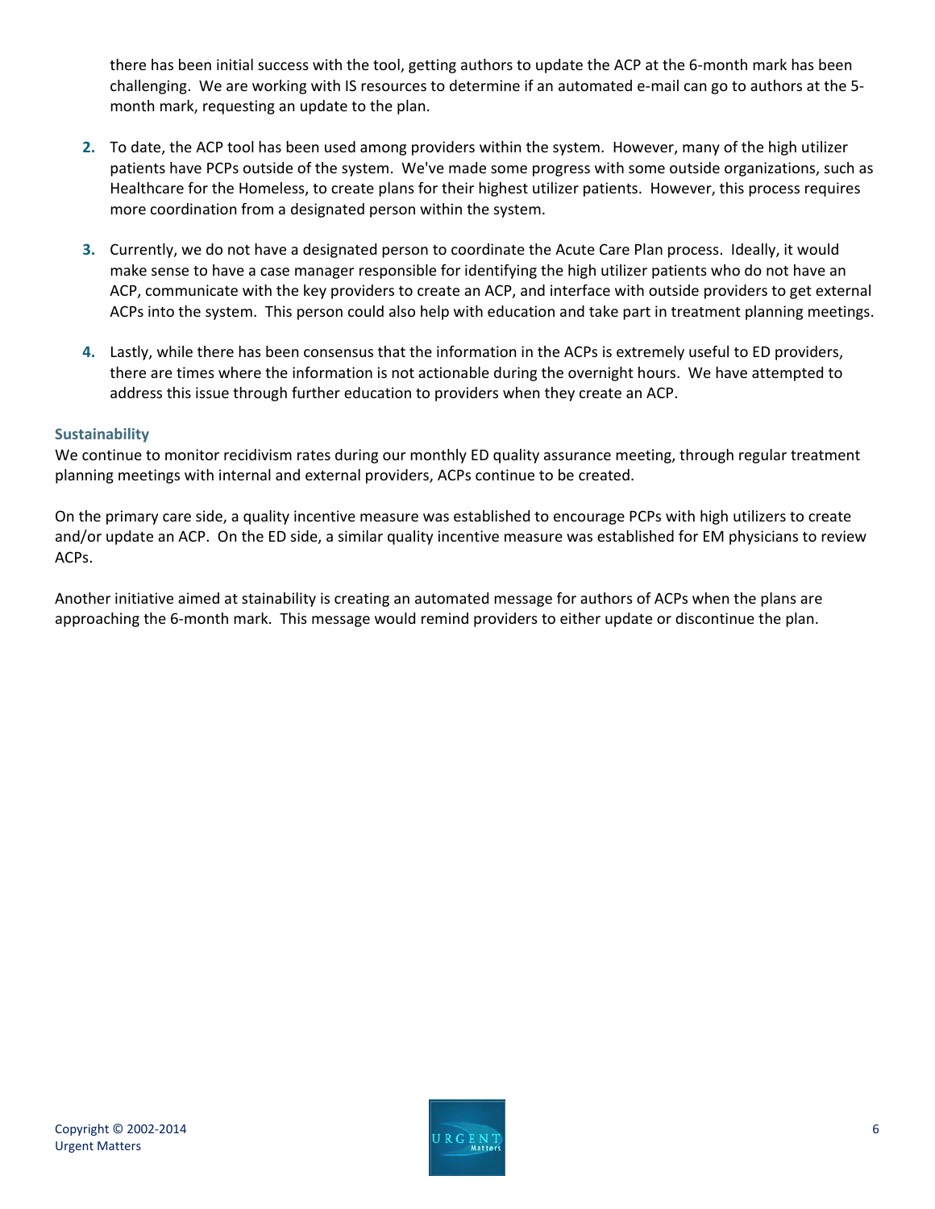there has been initial success with the tool, getting authors to update the ACP at the 6-month mark has been challenging. We are working with IS resources to determine if an automated e-mail can go to authors at the 5-month mark, requesting an update to the plan.

2. To date, the ACP tool has been used among providers within the system. However, many of the high utilizer patients have PCPs outside of the system. We've made some progress with some outside organizations, such as Healthcare for the Homeless, to create plans for their highest utilizer patients. However, this process requires more coordination from a designated person within the system.

3. Currently, we do not have a designated person to coordinate the Acute Care Plan process. Ideally, it would make sense to have a case manager responsible for identifying the high utilizer patients who do not have an ACP, communicate with the key providers to create an ACP, and interface with outside providers to get external ACPs into the system. This person could also help with education and take part in treatment planning meetings.

4. Lastly, while there has been consensus that the information in the ACPs is extremely useful to ED providers, there are times where the information is not actionable during the overnight hours. We have attempted to address this issue through further education to providers when they create an ACP.

### Sustainability

We continue to monitor recidivism rates during our monthly ED quality assurance meeting, through regular treatment planning meetings with internal and external providers, ACPs continue to be created.

On the primary care side, a quality incentive measure was established to encourage PCPs with high utilizers to create and/or update an ACP. On the ED side, a similar quality incentive measure was established for EM physicians to review ACPs.

Another initiative aimed at stainability is creating an automated message for authors of ACPs when the plans are approaching the 6-month mark. This message would remind providers to either update or discontinue the plan.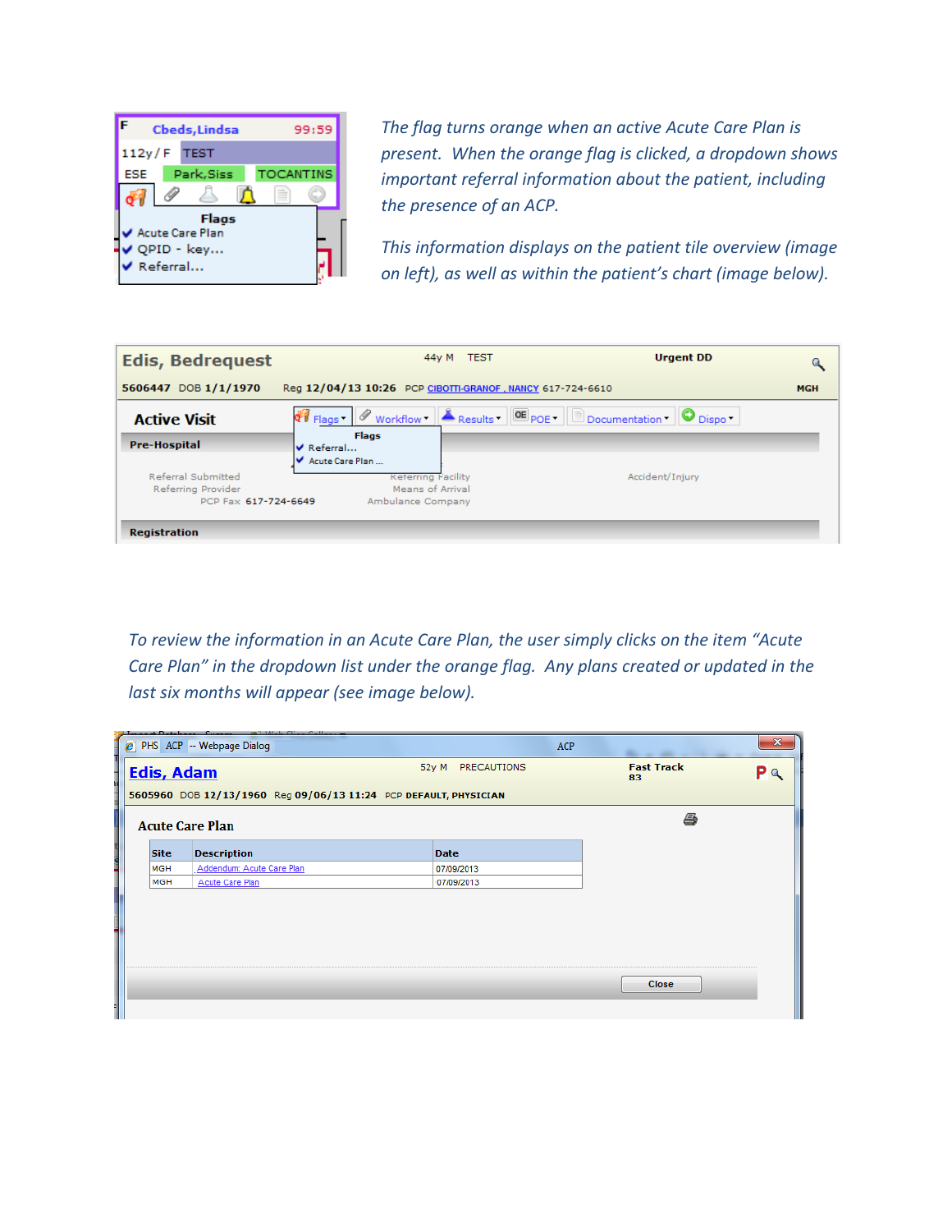*The flag turns orange when an active Acute Care Plan is present. When the orange flag is clicked, a dropdown shows important referral information about the patient, including the presence of an ACP.*

*This information displays on the patient tile overview (image on left), as well as within the patient's chart (image below).*

*To review the information in an Acute Care Plan, the user simply clicks on the item "Acute Care Plan" in the dropdown list under the orange flag. Any plans created or updated in the last six months will appear (see image below).*